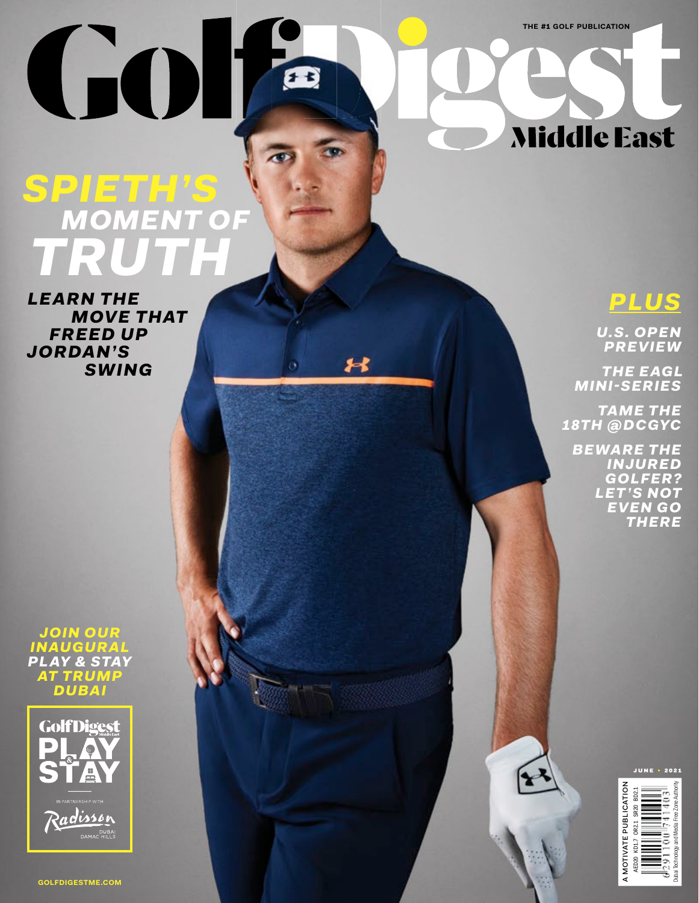THE #1 GOLF PUBLICATION

# Golf Digest Middle East

## SPIETH'S MOMENT OF TRUTH

**LEARN THE MOVE THAT FREED UP JORDAN'S SWING**

## PLUS

**U.S. OPEN PREVIEW**

**THE EAGL MINI-SERIES**

**TAME THE 18TH @DCGYC**

**BEWARE THE INJURED GOLFER? LET'S NOT EVEN GO THERE**

**JOIN OUR INAUGURAL PLAY & STAY AT TRUMP DUBAI**

Golf Digest Middle East PLAY & STAY

IN PARTNERSHIP WITH Radisson DUBAI DAMAC HILLS

JUNE • 2021

A MOTIVATE PUBLICATION

AED20 KD1.7 OR2.1 SR20 BD2.1

Dubai Technology and Media Free Zone Authority

GOLFDIGESTME.COM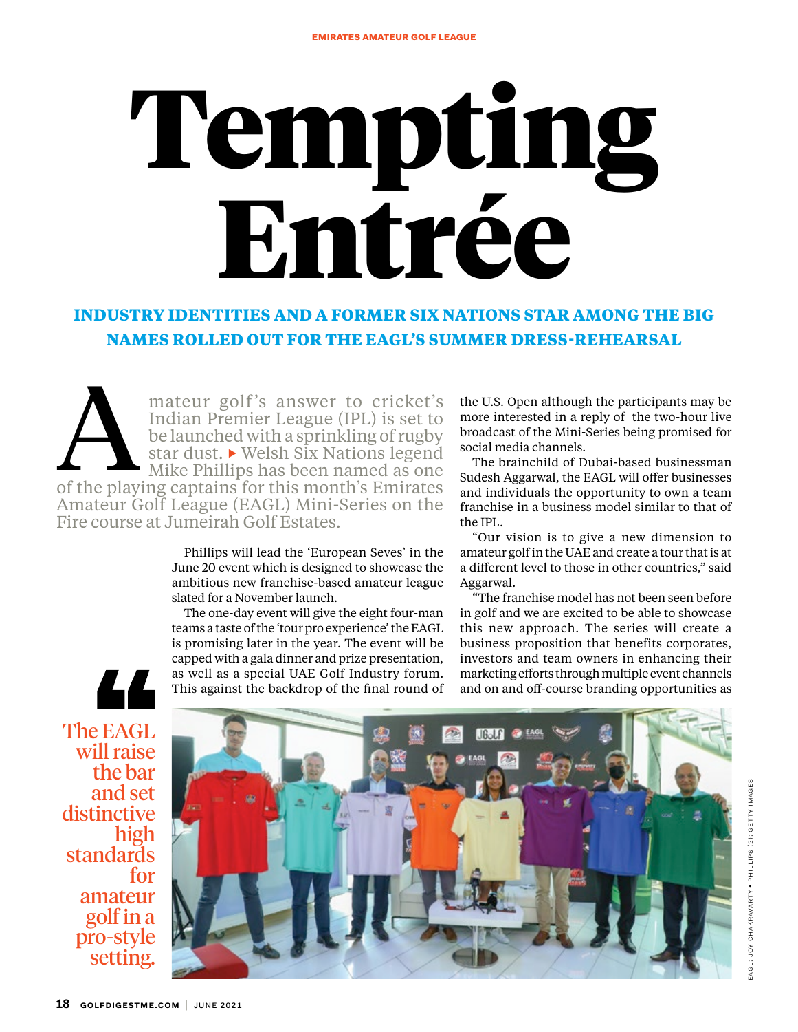EMIRATES AMATEUR GOLF LEAGUE

# Tempting Entrée

## INDUSTRY IDENTITIES AND A FORMER SIX NATIONS STAR AMONG THE BIG NAMES ROLLED OUT FOR THE EAGL'S SUMMER DRESS-REHEARSAL

Amateur golf's answer to cricket's Indian Premier League (IPL) is set to be launched with a sprinkling of rugby star dust. ▸ Welsh Six Nations legend Mike Phillips has been named as one of the playing captains for this month's Emirates Amateur Golf League (EAGL) Mini-Series on the Fire course at Jumeirah Golf Estates.

Phillips will lead the 'European Seves' in the June 20 event which is designed to showcase the ambitious new franchise-based amateur league slated for a November launch.

The one-day event will give the eight four-man teams a taste of the 'tour pro experience' the EAGL is promising later in the year. The event will be capped with a gala dinner and prize presentation, as well as a special UAE Golf Industry forum. This against the backdrop of the final round of the U.S. Open although the participants may be more interested in a reply of the two-hour live broadcast of the Mini-Series being promised for social media channels.

> "The EAGL will raise the bar and set distinctive high standards for amateur golf in a pro-style setting.

The brainchild of Dubai-based businessman Sudesh Aggarwal, the EAGL will offer businesses and individuals the opportunity to own a team franchise in a business model similar to that of the IPL.

"Our vision is to give a new dimension to amateur golf in the UAE and create a tour that is at a different level to those in other countries," said Aggarwal.

"The franchise model has not been seen before in golf and we are excited to be able to showcase this new approach. The series will create a business proposition that benefits corporates, investors and team owners in enhancing their marketing efforts through multiple event channels and on and off-course branding opportunities as

EAGL: JOY CHAKRAVARTY • PHILLIPS (2): GETTY IMAGES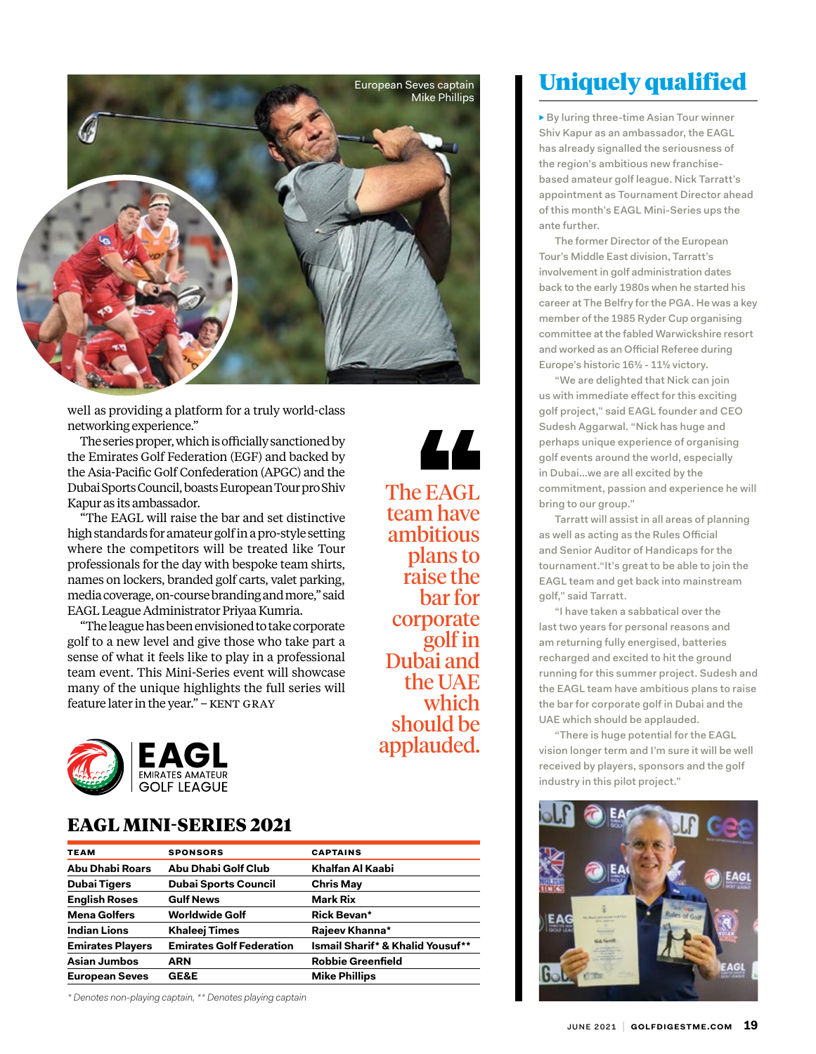European Seves captain Mike Phillips

well as providing a platform for a truly world-class networking experience."

The series proper, which is officially sanctioned by the Emirates Golf Federation (EGF) and backed by the Asia-Pacific Golf Confederation (APGC) and the Dubai Sports Council, boasts European Tour pro Shiv Kapur as its ambassador.

"The EAGL will raise the bar and set distinctive high standards for amateur golf in a pro-style setting where the competitors will be treated like Tour professionals for the day with bespoke team shirts, names on lockers, branded golf carts, valet parking, media coverage, on-course branding and more," said EAGL League Administrator Priyaa Kumria.

"The league has been envisioned to take corporate golf to a new level and give those who take part a sense of what it feels like to play in a professional team event. This Mini-Series event will showcase many of the unique highlights the full series will feature later in the year." – KENT GRAY

> The EAGL team have ambitious plans to raise the bar for corporate golf in Dubai and the UAE which should be applauded.

EAGL
EMIRATES AMATEUR GOLF LEAGUE

## EAGL MINI-SERIES 2021

| TEAM | SPONSORS | CAPTAINS |
|---|---|---|
| Abu Dhabi Roars | Abu Dhabi Golf Club | Khalfan Al Kaabi |
| Dubai Tigers | Dubai Sports Council | Chris May |
| English Roses | Gulf News | Mark Rix |
| Mena Golfers | Worldwide Golf | Rick Bevan* |
| Indian Lions | Khaleej Times | Rajeev Khanna* |
| Emirates Players | Emirates Golf Federation | Ismail Sharif* & Khalid Yousuf** |
| Asian Jumbos | ARN | Robbie Greenfield |
| European Seves | GE&E | Mike Phillips |

*\* Denotes non-playing captain, \*\* Denotes playing captain*

## Uniquely qualified

By luring three-time Asian Tour winner Shiv Kapur as an ambassador, the EAGL has already signalled the seriousness of the region's ambitious new franchise-based amateur golf league. Nick Tarratt's appointment as Tournament Director ahead of this month's EAGL Mini-Series ups the ante further.

The former Director of the European Tour's Middle East division, Tarratt's involvement in golf administration dates back to the early 1980s when he started his career at The Belfry for the PGA. He was a key member of the 1985 Ryder Cup organising committee at the fabled Warwickshire resort and worked as an Official Referee during Europe's historic 16½ - 11½ victory.

"We are delighted that Nick can join us with immediate effect for this exciting golf project," said EAGL founder and CEO Sudesh Aggarwal. "Nick has huge and perhaps unique experience of organising golf events around the world, especially in Dubai...we are all excited by the commitment, passion and experience he will bring to our group."

Tarratt will assist in all areas of planning as well as acting as the Rules Official and Senior Auditor of Handicaps for the tournament."It's great to be able to join the EAGL team and get back into mainstream golf," said Tarratt.

"I have taken a sabbatical over the last two years for personal reasons and am returning fully energised, batteries recharged and excited to hit the ground running for this summer project. Sudesh and the EAGL team have ambitious plans to raise the bar for corporate golf in Dubai and the UAE which should be applauded.

"There is huge potential for the EAGL vision longer term and I'm sure it will be well received by players, sponsors and the golf industry in this pilot project."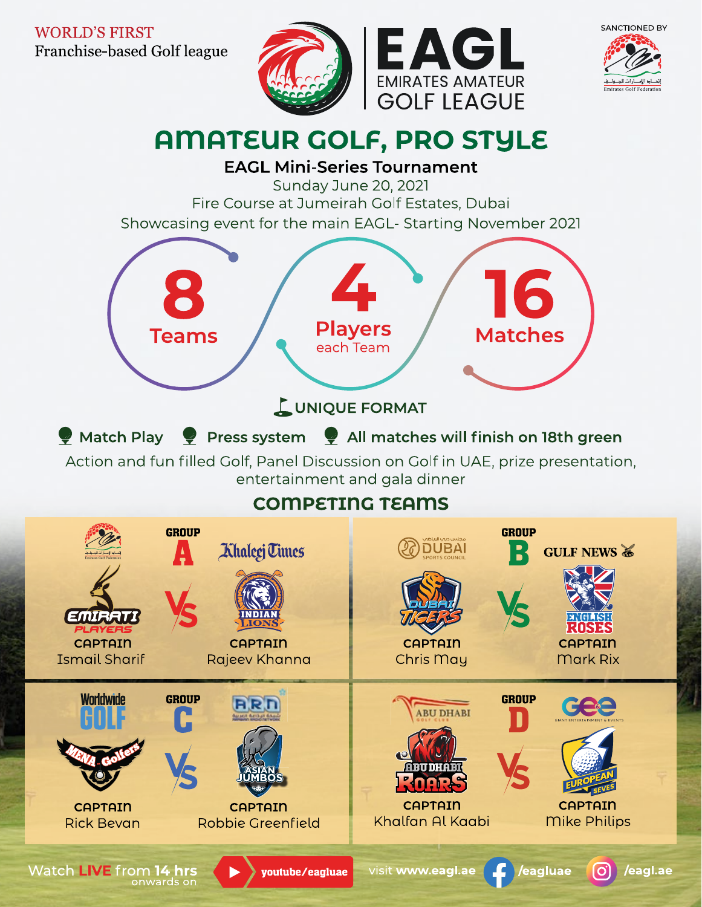WORLD'S FIRST
Franchise-based Golf league

# EAGL
EMIRATES AMATEUR GOLF LEAGUE

SANCTIONED BY
Emirates Golf Federation

## AMATEUR GOLF, PRO STYLE

**EAGL Mini-Series Tournament**

Sunday June 20, 2021

Fire Course at Jumeirah Golf Estates, Dubai

Showcasing event for the main EAGL- Starting November 2021

**8** Teams

**4** Players each Team

**16** Matches

### UNIQUE FORMAT

- Match Play
- Press system
- All matches will finish on 18th green

Action and fun filled Golf, Panel Discussion on Golf in UAE, prize presentation, entertainment and gala dinner

### COMPETING TEAMS

**GROUP A**

Emirati Players (Captain: Ismail Sharif) VS Indian Lions (Captain: Rajeev Khanna)

**GROUP B**

Dubai Tigers (Captain: Chris May) VS English Roses (Captain: Mark Rix)

**GROUP C**

MENA Golfers (Captain: Rick Bevan) VS Asian Jumbos (Captain: Robbie Greenfield)

**GROUP D**

Abu Dhabi Roars (Captain: Khalfan Al Kaabi) VS European Seves (Captain: Mike Philips)

Watch **LIVE** from **14 hrs** onwards on youtube/eagluae

visit **www.eagl.ae** | /eagluae | /eagl.ae